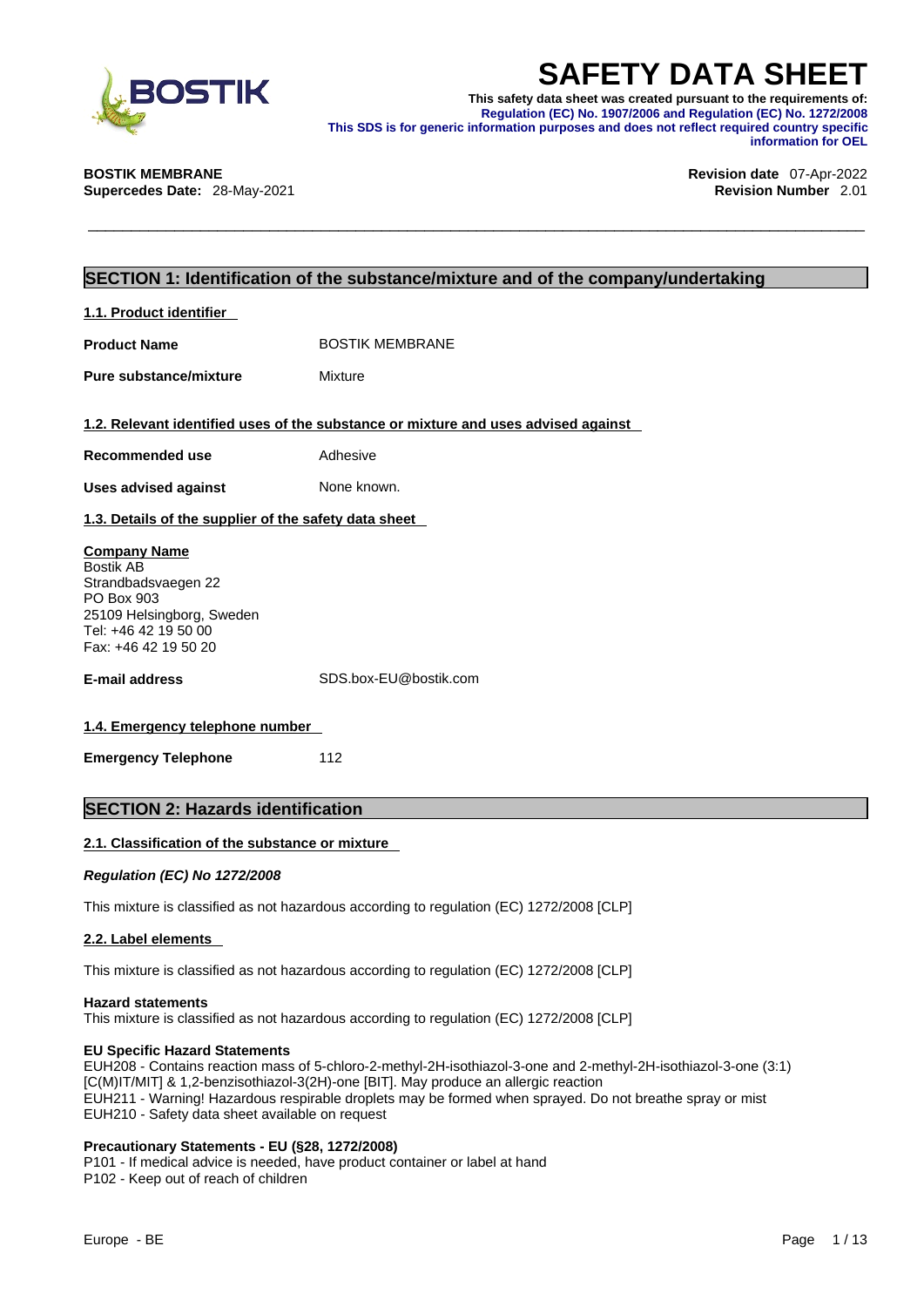# SAFETY DATA SHEET

**This safety data sheet was created pursuant to the requirements of: Regulation (EC) No. 1907/2006 and Regulation (EC) No. 1272/2008**
**This SDS is for generic information purposes and does not reflect required country specific information for OEL**

**BOSTIK MEMBRANE**
**Supercedes Date:** 28-May-2021

**Revision date** 07-Apr-2022
**Revision Number** 2.01

## SECTION 1: Identification of the substance/mixture and of the company/undertaking

### 1.1. Product identifier

**Product Name** BOSTIK MEMBRANE

**Pure substance/mixture** Mixture

### 1.2. Relevant identified uses of the substance or mixture and uses advised against

**Recommended use** Adhesive

**Uses advised against** None known.

### 1.3. Details of the supplier of the safety data sheet

**Company Name**
Bostik AB
Strandbadsvaegen 22
PO Box 903
25109 Helsingborg, Sweden
Tel: +46 42 19 50 00
Fax: +46 42 19 50 20

**E-mail address** SDS.box-EU@bostik.com

### 1.4. Emergency telephone number

**Emergency Telephone** 112

## SECTION 2: Hazards identification

### 2.1. Classification of the substance or mixture

***Regulation (EC) No 1272/2008***

This mixture is classified as not hazardous according to regulation (EC) 1272/2008 [CLP]

### 2.2. Label elements

This mixture is classified as not hazardous according to regulation (EC) 1272/2008 [CLP]

**Hazard statements**
This mixture is classified as not hazardous according to regulation (EC) 1272/2008 [CLP]

**EU Specific Hazard Statements**
EUH208 - Contains reaction mass of 5-chloro-2-methyl-2H-isothiazol-3-one and 2-methyl-2H-isothiazol-3-one (3:1) [C(M)IT/MIT] & 1,2-benzisothiazol-3(2H)-one [BIT]. May produce an allergic reaction
EUH211 - Warning! Hazardous respirable droplets may be formed when sprayed. Do not breathe spray or mist
EUH210 - Safety data sheet available on request

**Precautionary Statements - EU (§28, 1272/2008)**
P101 - If medical advice is needed, have product container or label at hand
P102 - Keep out of reach of children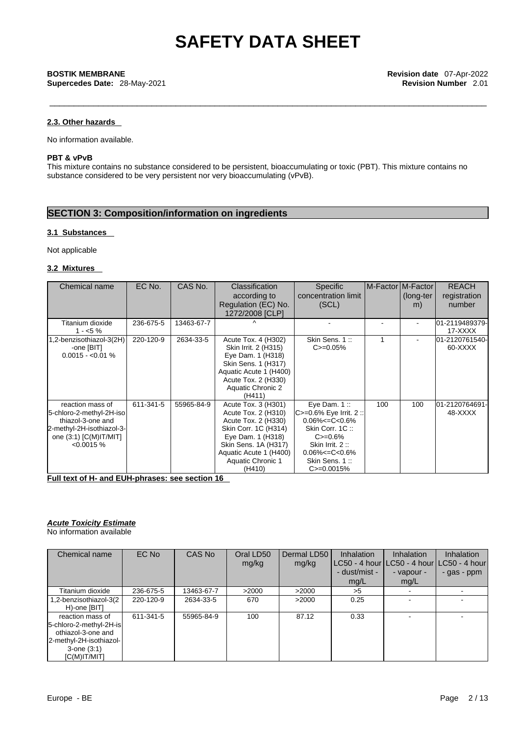#### 2.3. Other hazards

No information available.

**PBT & vPvB**

This mixture contains no substance considered to be persistent, bioaccumulating or toxic (PBT). This mixture contains no substance considered to be very persistent nor very bioaccumulating (vPvB).

## SECTION 3: Composition/information on ingredients

#### 3.1 Substances

Not applicable

#### 3.2 Mixtures

| Chemical name | EC No. | CAS No. | Classification according to Regulation (EC) No. 1272/2008 [CLP] | Specific concentration limit (SCL) | M-Factor | M-Factor (long-term) | REACH registration number |
|---|---|---|---|---|---|---|---|
| Titanium dioxide 1 - <5 % | 236-675-5 | 13463-67-7 | ^ | - | - | - | 01-2119489379-17-XXXX |
| 1,2-benzisothiazol-3(2H)-one [BIT] 0.0015 - <0.01 % | 220-120-9 | 2634-33-5 | Acute Tox. 4 (H302) Skin Irrit. 2 (H315) Eye Dam. 1 (H318) Skin Sens. 1 (H317) Aquatic Acute 1 (H400) Acute Tox. 2 (H330) Aquatic Chronic 2 (H411) | Skin Sens. 1 :: C>=0.05% | 1 | - | 01-2120761540-60-XXXX |
| reaction mass of 5-chloro-2-methyl-2H-isothiazol-3-one and 2-methyl-2H-isothiazol-3-one (3:1) [C(M)IT/MIT] <0.0015 % | 611-341-5 | 55965-84-9 | Acute Tox. 3 (H301) Acute Tox. 2 (H310) Acute Tox. 2 (H330) Skin Corr. 1C (H314) Eye Dam. 1 (H318) Skin Sens. 1A (H317) Aquatic Acute 1 (H400) Aquatic Chronic 1 (H410) | Eye Dam. 1 :: C>=0.6% Eye Irrit. 2 :: 0.06%<=C<0.6% Skin Corr. 1C :: C>=0.6% Skin Irrit. 2 :: 0.06%<=C<0.6% Skin Sens. 1 :: C>=0.0015% | 100 | 100 | 01-2120764691-48-XXXX |

**Full text of H- and EUH-phrases: see section 16**

***Acute Toxicity Estimate***

No information available

| Chemical name | EC No | CAS No | Oral LD50 mg/kg | Dermal LD50 mg/kg | Inhalation LC50 - 4 hour - dust/mist - mg/L | Inhalation LC50 - 4 hour - vapour - mg/L | Inhalation LC50 - 4 hour - gas - ppm |
|---|---|---|---|---|---|---|---|
| Titanium dioxide | 236-675-5 | 13463-67-7 | >2000 | >2000 | >5 | - | - |
| 1,2-benzisothiazol-3(2H)-one [BIT] | 220-120-9 | 2634-33-5 | 670 | >2000 | 0.25 | - | - |
| reaction mass of 5-chloro-2-methyl-2H-isothiazol-3-one and 2-methyl-2H-isothiazol-3-one (3:1) [C(M)IT/MIT] | 611-341-5 | 55965-84-9 | 100 | 87.12 | 0.33 | - | - |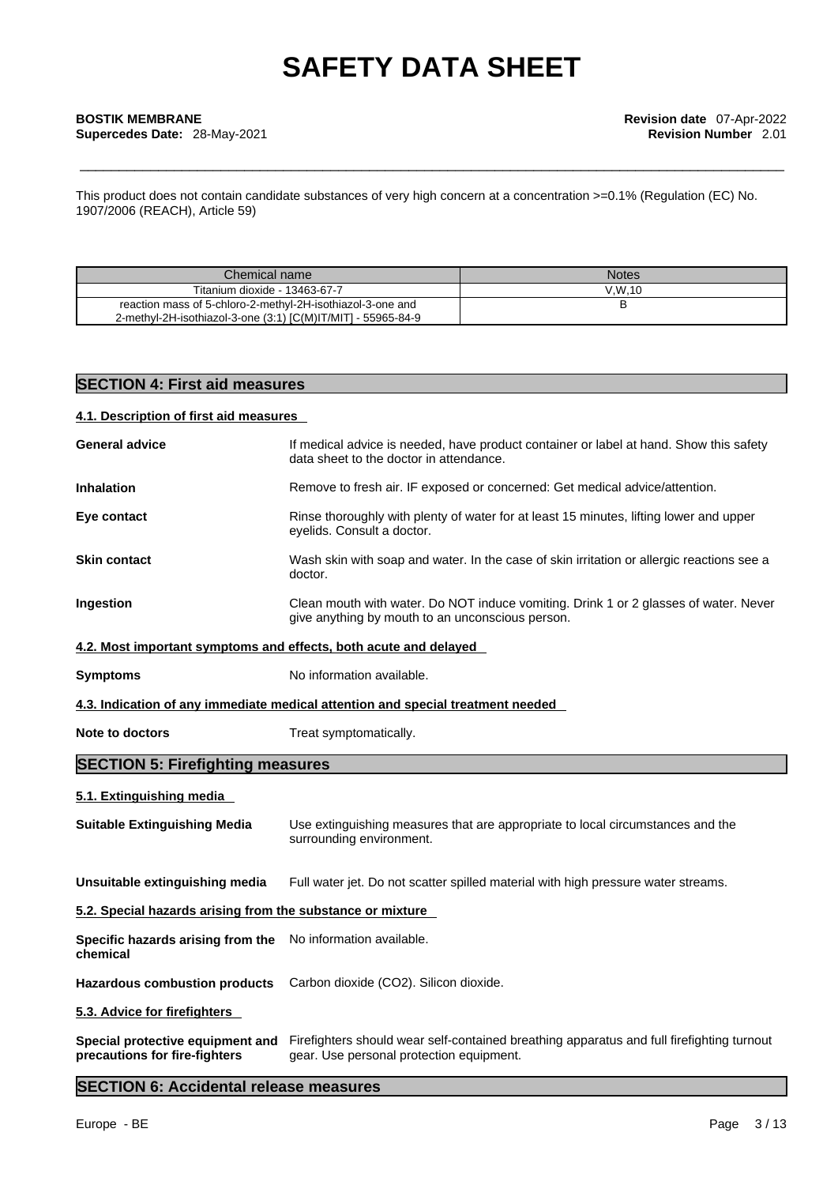This product does not contain candidate substances of very high concern at a concentration >=0.1% (Regulation (EC) No. 1907/2006 (REACH), Article 59)

| Chemical name | Notes |
| --- | --- |
| Titanium dioxide - 13463-67-7 | V,W,10 |
| reaction mass of 5-chloro-2-methyl-2H-isothiazol-3-one and 2-methyl-2H-isothiazol-3-one (3:1) [C(M)IT/MIT] - 55965-84-9 | B |

## SECTION 4: First aid measures

### 4.1. Description of first aid measures

**General advice** If medical advice is needed, have product container or label at hand. Show this safety data sheet to the doctor in attendance.

**Inhalation** Remove to fresh air. IF exposed or concerned: Get medical advice/attention.

**Eye contact** Rinse thoroughly with plenty of water for at least 15 minutes, lifting lower and upper eyelids. Consult a doctor.

**Skin contact** Wash skin with soap and water. In the case of skin irritation or allergic reactions see a doctor.

**Ingestion** Clean mouth with water. Do NOT induce vomiting. Drink 1 or 2 glasses of water. Never give anything by mouth to an unconscious person.

### 4.2. Most important symptoms and effects, both acute and delayed

**Symptoms** No information available.

### 4.3. Indication of any immediate medical attention and special treatment needed

**Note to doctors** Treat symptomatically.

## SECTION 5: Firefighting measures

### 5.1. Extinguishing media

**Suitable Extinguishing Media** Use extinguishing measures that are appropriate to local circumstances and the surrounding environment.

**Unsuitable extinguishing media** Full water jet. Do not scatter spilled material with high pressure water streams.

### 5.2. Special hazards arising from the substance or mixture

**Specific hazards arising from the chemical** No information available.

**Hazardous combustion products** Carbon dioxide ($CO_2$). Silicon dioxide.

### 5.3. Advice for firefighters

**Special protective equipment and precautions for fire-fighters** Firefighters should wear self-contained breathing apparatus and full firefighting turnout gear. Use personal protection equipment.

## SECTION 6: Accidental release measures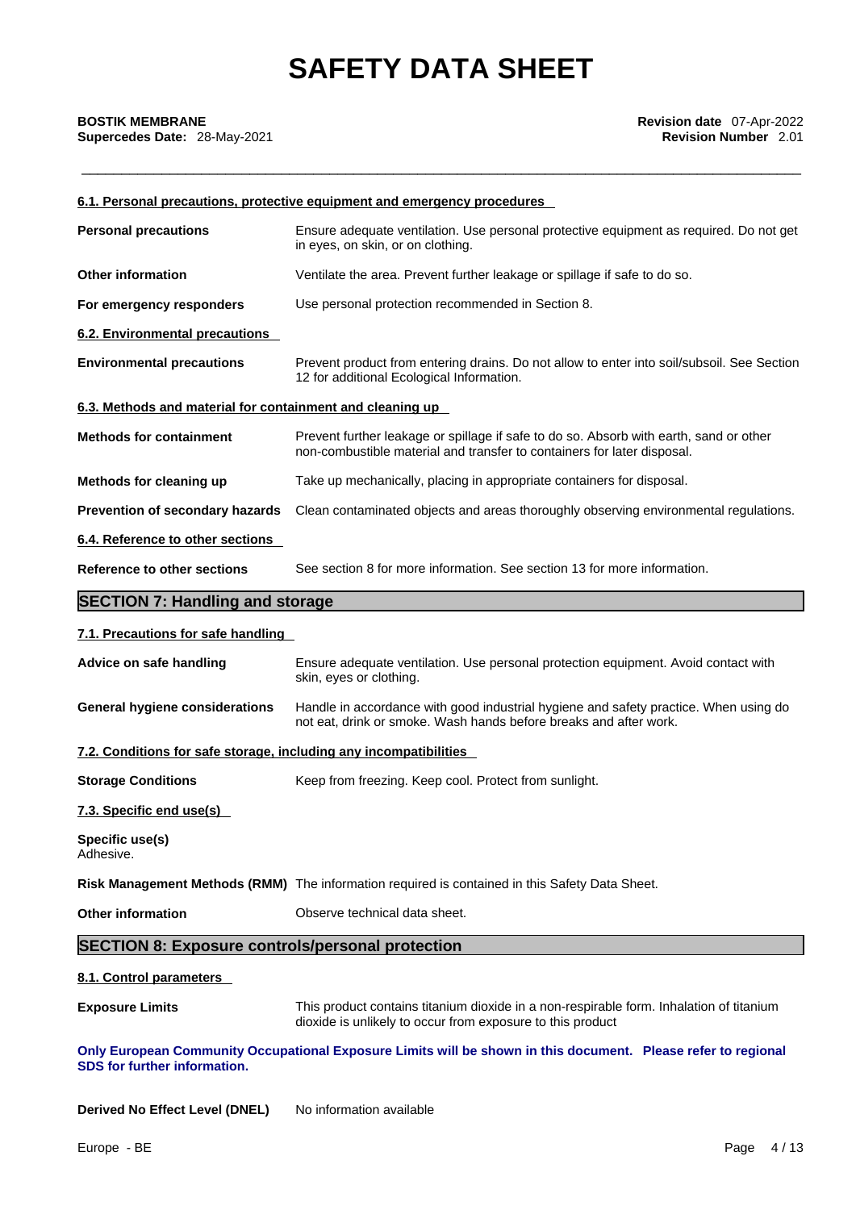#### 6.1. Personal precautions, protective equipment and emergency procedures

**Personal precautions** Ensure adequate ventilation. Use personal protective equipment as required. Do not get in eyes, on skin, or on clothing.

**Other information** Ventilate the area. Prevent further leakage or spillage if safe to do so.

**For emergency responders** Use personal protection recommended in Section 8.

#### 6.2. Environmental precautions

**Environmental precautions** Prevent product from entering drains. Do not allow to enter into soil/subsoil. See Section 12 for additional Ecological Information.

#### 6.3. Methods and material for containment and cleaning up

**Methods for containment** Prevent further leakage or spillage if safe to do so. Absorb with earth, sand or other non-combustible material and transfer to containers for later disposal.

**Methods for cleaning up** Take up mechanically, placing in appropriate containers for disposal.

**Prevention of secondary hazards** Clean contaminated objects and areas thoroughly observing environmental regulations.

#### 6.4. Reference to other sections

**Reference to other sections** See section 8 for more information. See section 13 for more information.

## SECTION 7: Handling and storage

#### 7.1. Precautions for safe handling

**Advice on safe handling** Ensure adequate ventilation. Use personal protection equipment. Avoid contact with skin, eyes or clothing.

**General hygiene considerations** Handle in accordance with good industrial hygiene and safety practice. When using do not eat, drink or smoke. Wash hands before breaks and after work.

#### 7.2. Conditions for safe storage, including any incompatibilities

**Storage Conditions** Keep from freezing. Keep cool. Protect from sunlight.

#### 7.3. Specific end use(s)

**Specific use(s)**
Adhesive.

**Risk Management Methods (RMM)** The information required is contained in this Safety Data Sheet.

**Other information** Observe technical data sheet.

## SECTION 8: Exposure controls/personal protection

#### 8.1. Control parameters

**Exposure Limits** This product contains titanium dioxide in a non-respirable form. Inhalation of titanium dioxide is unlikely to occur from exposure to this product

**Only European Community Occupational Exposure Limits will be shown in this document. Please refer to regional SDS for further information.**

**Derived No Effect Level (DNEL)** No information available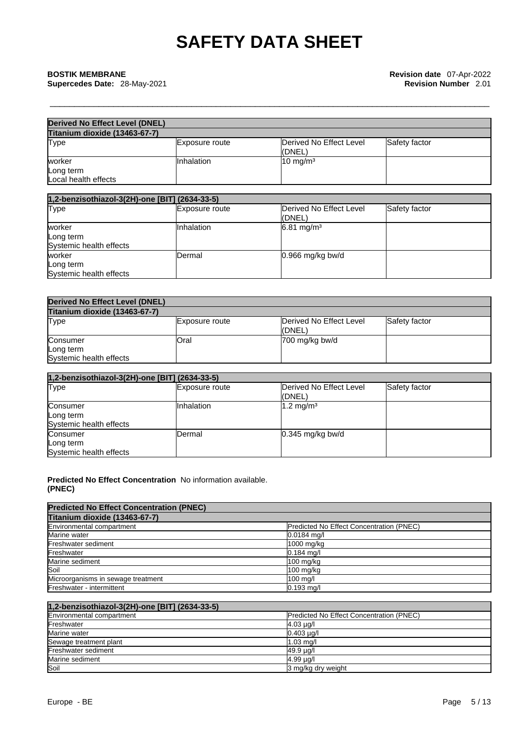**Derived No Effect Level (DNEL)**

**Titanium dioxide (13463-67-7)**

| Type | Exposure route | Derived No Effect Level (DNEL) | Safety factor |
|---|---|---|---|
| worker<br>Long term<br>Local health effects | Inhalation | 10 mg/m³ | |

**1,2-benzisothiazol-3(2H)-one [BIT] (2634-33-5)**

| Type | Exposure route | Derived No Effect Level (DNEL) | Safety factor |
|---|---|---|---|
| worker<br>Long term<br>Systemic health effects | Inhalation | 6.81 mg/m³ | |
| worker<br>Long term<br>Systemic health effects | Dermal | 0.966 mg/kg bw/d | |

**Derived No Effect Level (DNEL)**

**Titanium dioxide (13463-67-7)**

| Type | Exposure route | Derived No Effect Level (DNEL) | Safety factor |
|---|---|---|---|
| Consumer<br>Long term<br>Systemic health effects | Oral | 700 mg/kg bw/d | |

**1,2-benzisothiazol-3(2H)-one [BIT] (2634-33-5)**

| Type | Exposure route | Derived No Effect Level (DNEL) | Safety factor |
|---|---|---|---|
| Consumer<br>Long term<br>Systemic health effects | Inhalation | 1.2 mg/m³ | |
| Consumer<br>Long term<br>Systemic health effects | Dermal | 0.345 mg/kg bw/d | |

**Predicted No Effect Concentration (PNEC)** No information available.

**Predicted No Effect Concentration (PNEC)**

**Titanium dioxide (13463-67-7)**

| Environmental compartment | Predicted No Effect Concentration (PNEC) |
|---|---|
| Marine water | 0.0184 mg/l |
| Freshwater sediment | 1000 mg/kg |
| Freshwater | 0.184 mg/l |
| Marine sediment | 100 mg/kg |
| Soil | 100 mg/kg |
| Microorganisms in sewage treatment | 100 mg/l |
| Freshwater - intermittent | 0.193 mg/l |

**1,2-benzisothiazol-3(2H)-one [BIT] (2634-33-5)**

| Environmental compartment | Predicted No Effect Concentration (PNEC) |
|---|---|
| Freshwater | 4.03 µg/l |
| Marine water | 0.403 µg/l |
| Sewage treatment plant | 1.03 mg/l |
| Freshwater sediment | 49.9 µg/l |
| Marine sediment | 4.99 µg/l |
| Soil | 3 mg/kg dry weight |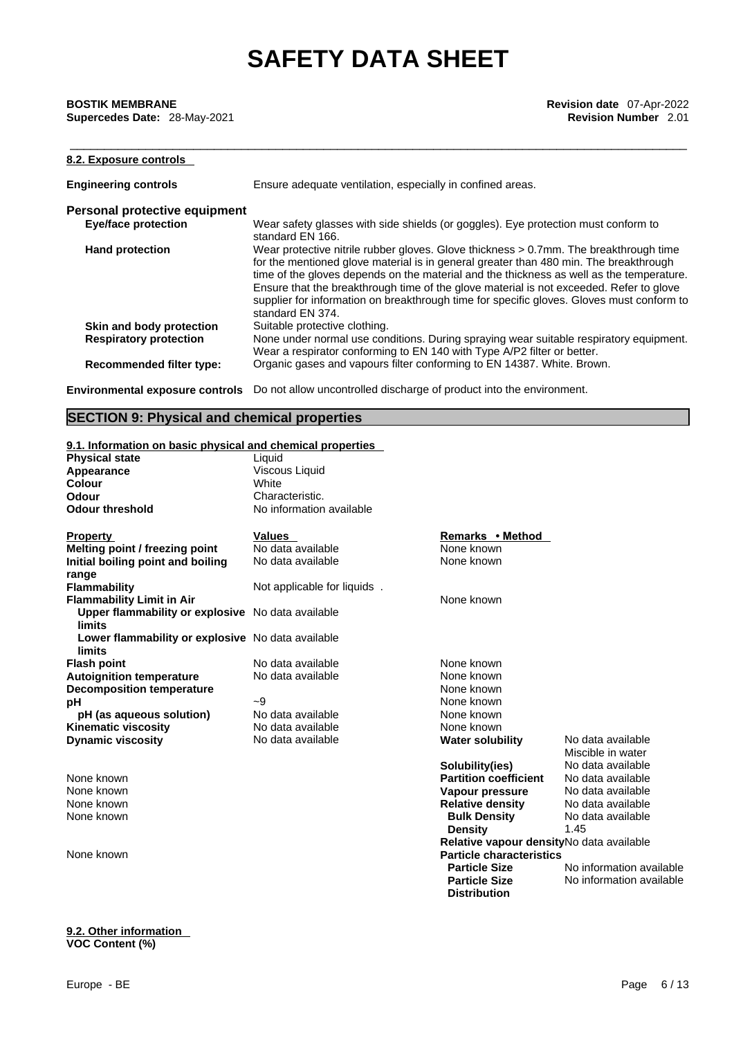**BOSTIK MEMBRANE**
**Supercedes Date:** 28-May-2021

**Revision date** 07-Apr-2022
**Revision Number** 2.01

### 8.2. Exposure controls

| | |
|---|---|
| **Engineering controls** | Ensure adequate ventilation, especially in confined areas. |

**Personal protective equipment**

| | |
|---|---|
| **Eye/face protection** | Wear safety glasses with side shields (or goggles). Eye protection must conform to standard EN 166. |
| **Hand protection** | Wear protective nitrile rubber gloves. Glove thickness > 0.7mm. The breakthrough time for the mentioned glove material is in general greater than 480 min. The breakthrough time of the gloves depends on the material and the thickness as well as the temperature. Ensure that the breakthrough time of the glove material is not exceeded. Refer to glove supplier for information on breakthrough time for specific gloves. Gloves must conform to standard EN 374. |
| **Skin and body protection** | Suitable protective clothing. |
| **Respiratory protection** | None under normal use conditions. During spraying wear suitable respiratory equipment. Wear a respirator conforming to EN 140 with Type A/P2 filter or better. |
| **Recommended filter type:** | Organic gases and vapours filter conforming to EN 14387. White. Brown. |

| | |
|---|---|
| **Environmental exposure controls** | Do not allow uncontrolled discharge of product into the environment. |

## SECTION 9: Physical and chemical properties

### 9.1. Information on basic physical and chemical properties

| | |
|---|---|
| **Physical state** | Liquid |
| **Appearance** | Viscous Liquid |
| **Colour** | White |
| **Odour** | Characteristic. |
| **Odour threshold** | No information available |

| Property | Values | Remarks • Method |
|---|---|---|
| **Melting point / freezing point** | No data available | None known |
| **Initial boiling point and boiling range** | No data available | None known |
| **Flammability** | Not applicable for liquids . | |
| **Flammability Limit in Air** | | None known |
| **Upper flammability or explosive limits** | No data available | |
| **Lower flammability or explosive limits** | No data available | |
| **Flash point** | No data available | None known |
| **Autoignition temperature** | No data available | None known |
| **Decomposition temperature** | | None known |
| **pH** | ~9 | None known |
| **pH (as aqueous solution)** | No data available | None known |
| **Kinematic viscosity** | No data available | None known |
| **Dynamic viscosity** | No data available | None known |
| **Water solubility** | No data available<br>Miscible in water | |
| **Solubility(ies)** | No data available | None known |
| **Partition coefficient** | No data available | None known |
| **Vapour pressure** | No data available | None known |
| **Relative density** | No data available | None known |
| **Bulk Density** | No data available | |
| **Density** | 1.45 | |
| **Relative vapour density** | No data available | None known |
| **Particle characteristics** | | |
| **Particle Size** | No information available | |
| **Particle Size Distribution** | No information available | |

### 9.2. Other information

**VOC Content (%)**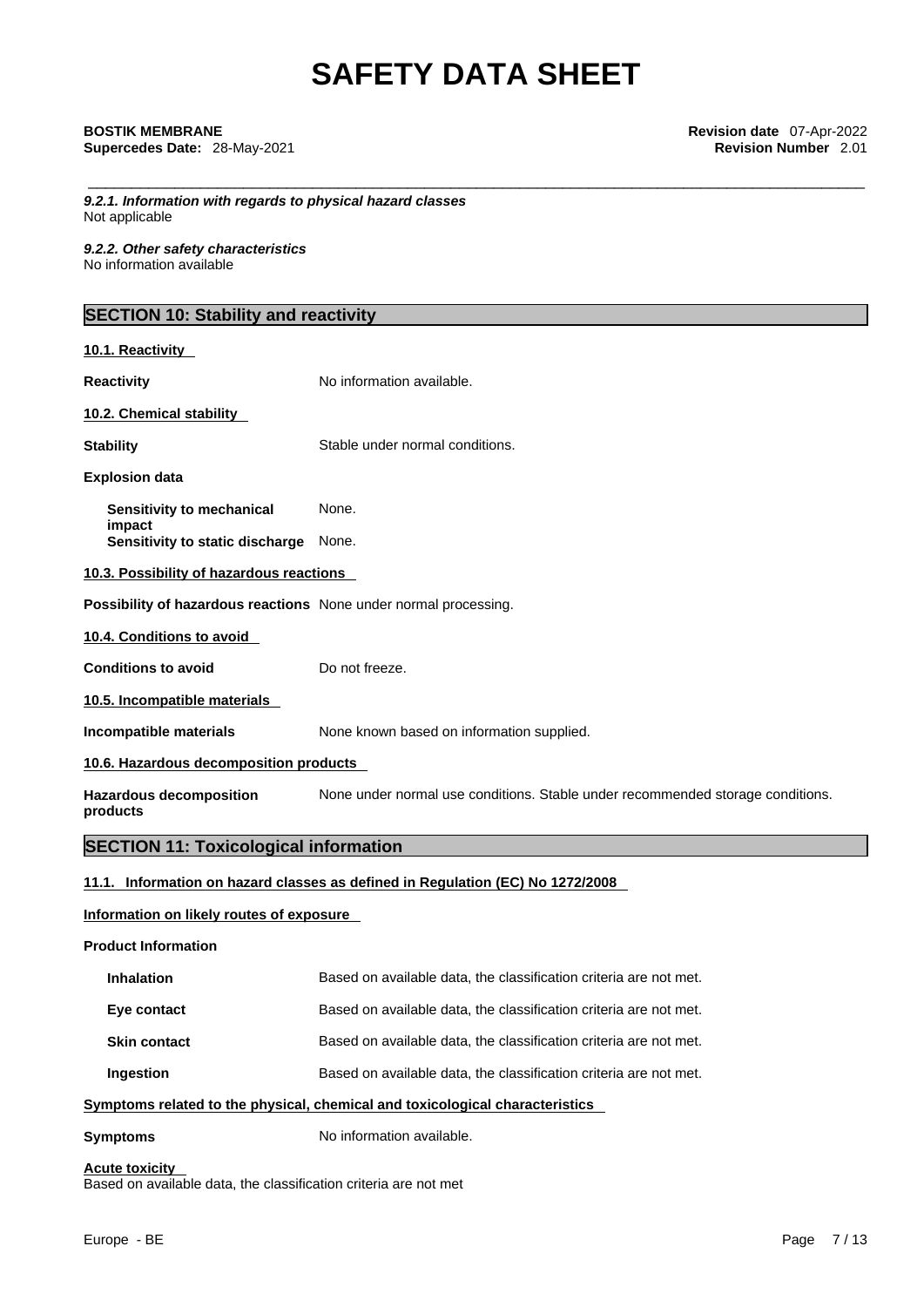*9.2.1. Information with regards to physical hazard classes*
Not applicable

*9.2.2. Other safety characteristics*
No information available

## SECTION 10: Stability and reactivity

**10.1. Reactivity**

**Reactivity** No information available.

**10.2. Chemical stability**

**Stability** Stable under normal conditions.

**Explosion data**

**Sensitivity to mechanical impact** None.
**Sensitivity to static discharge** None.

**10.3. Possibility of hazardous reactions**

**Possibility of hazardous reactions** None under normal processing.

**10.4. Conditions to avoid**

**Conditions to avoid** Do not freeze.

**10.5. Incompatible materials**

**Incompatible materials** None known based on information supplied.

**10.6. Hazardous decomposition products**

**Hazardous decomposition products** None under normal use conditions. Stable under recommended storage conditions.

## SECTION 11: Toxicological information

**11.1. Information on hazard classes as defined in Regulation (EC) No 1272/2008**

**Information on likely routes of exposure**

**Product Information**

**Inhalation** Based on available data, the classification criteria are not met.

**Eye contact** Based on available data, the classification criteria are not met.

**Skin contact** Based on available data, the classification criteria are not met.

**Ingestion** Based on available data, the classification criteria are not met.

**Symptoms related to the physical, chemical and toxicological characteristics**

**Symptoms** No information available.

**Acute toxicity**
Based on available data, the classification criteria are not met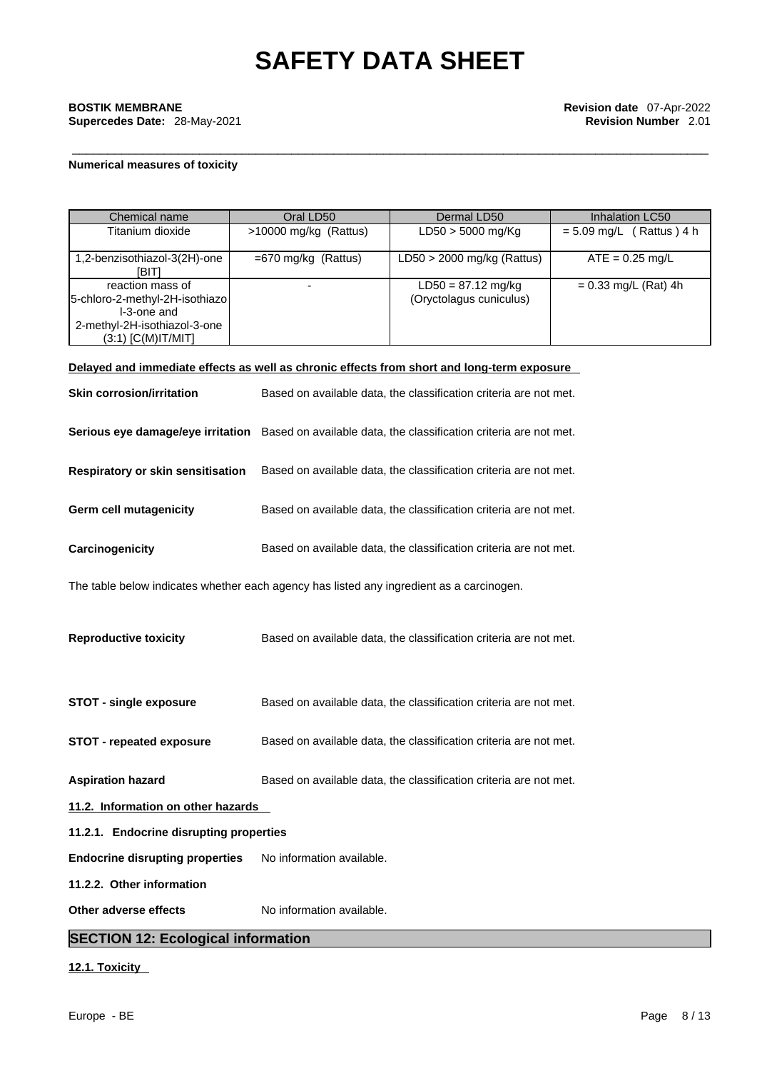**Numerical measures of toxicity**

| Chemical name | Oral LD50 | Dermal LD50 | Inhalation LC50 |
|---|---|---|---|
| Titanium dioxide | >10000 mg/kg (Rattus) | LD50 > 5000 mg/Kg | = 5.09 mg/L ( Rattus ) 4 h |
| 1,2-benzisothiazol-3(2H)-one [BIT] | =670 mg/kg (Rattus) | LD50 > 2000 mg/kg (Rattus) | ATE = 0.25 mg/L |
| reaction mass of 5-chloro-2-methyl-2H-isothiazol-3-one and 2-methyl-2H-isothiazol-3-one (3:1) [C(M)IT/MIT] | - | LD50 = 87.12 mg/kg (Oryctolagus cuniculus) | = 0.33 mg/L (Rat) 4h |

**Delayed and immediate effects as well as chronic effects from short and long-term exposure**

**Skin corrosion/irritation** Based on available data, the classification criteria are not met.

**Serious eye damage/eye irritation** Based on available data, the classification criteria are not met.

**Respiratory or skin sensitisation** Based on available data, the classification criteria are not met.

**Germ cell mutagenicity** Based on available data, the classification criteria are not met.

**Carcinogenicity** Based on available data, the classification criteria are not met.

The table below indicates whether each agency has listed any ingredient as a carcinogen.

**Reproductive toxicity** Based on available data, the classification criteria are not met.

**STOT - single exposure** Based on available data, the classification criteria are not met.

**STOT - repeated exposure** Based on available data, the classification criteria are not met.

**Aspiration hazard** Based on available data, the classification criteria are not met.

**11.2. Information on other hazards**

**11.2.1. Endocrine disrupting properties**

**Endocrine disrupting properties** No information available.

**11.2.2. Other information**

**Other adverse effects** No information available.

## SECTION 12: Ecological information

**12.1. Toxicity**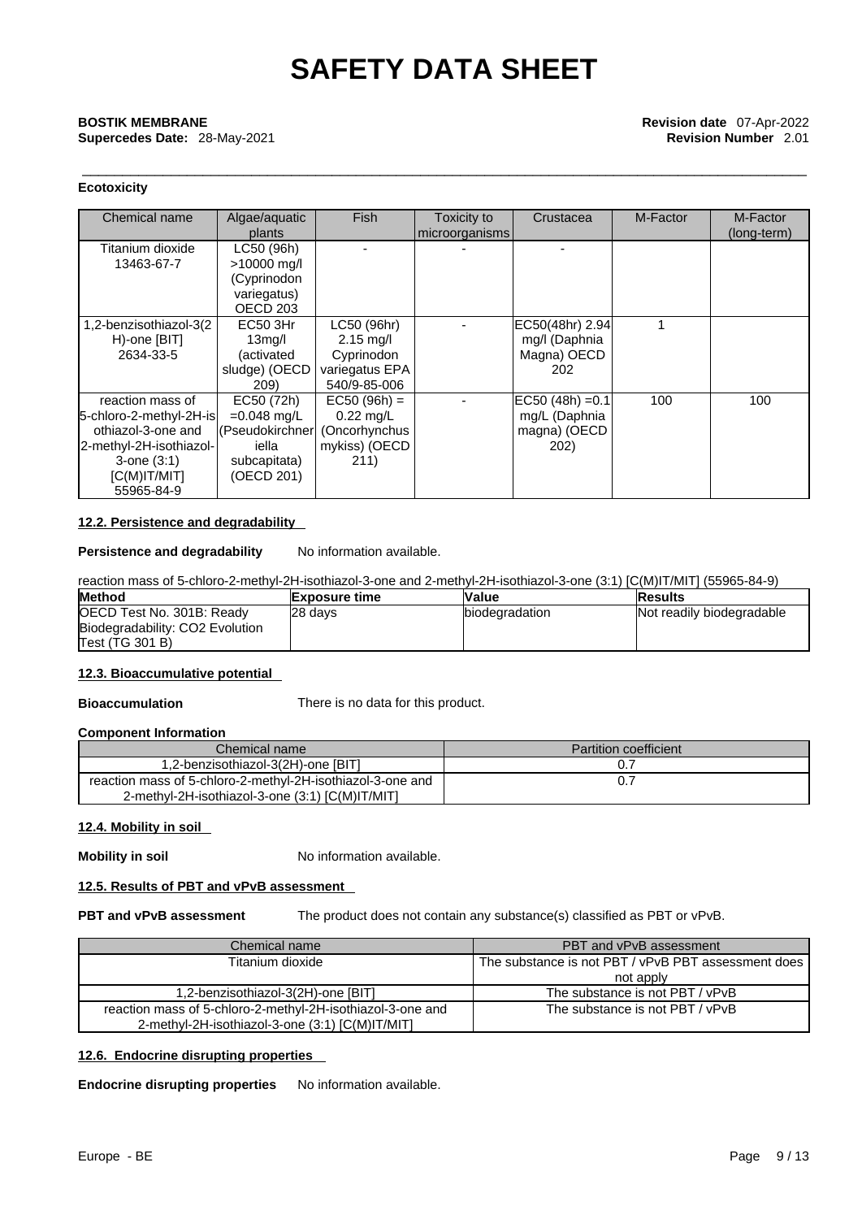**Ecotoxicity**

| Chemical name | Algae/aquatic plants | Fish | Toxicity to microorganisms | Crustacea | M-Factor | M-Factor (long-term) |
|---|---|---|---|---|---|---|
| Titanium dioxide 13463-67-7 | LC50 (96h) >10000 mg/l (Cyprinodon variegatus) OECD 203 | - | - | - | | |
| 1,2-benzisothiazol-3(2H)-one [BIT] 2634-33-5 | EC50 3Hr 13mg/l (activated sludge) (OECD 209) | LC50 (96hr) 2.15 mg/l Cyprinodon variegatus EPA 540/9-85-006 | - | EC50(48hr) 2.94 mg/l (Daphnia Magna) OECD 202 | 1 | |
| reaction mass of 5-chloro-2-methyl-2H-isothiazol-3-one and 2-methyl-2H-isothiazol-3-one (3:1) [C(M)IT/MIT] 55965-84-9 | EC50 (72h) =0.048 mg/L (Pseudokirchneriella subcapitata) (OECD 201) | EC50 (96h) = 0.22 mg/L (Oncorhynchus mykiss) (OECD 211) | - | EC50 (48h) =0.1 mg/L (Daphnia magna) (OECD 202) | 100 | 100 |

#### 12.2. Persistence and degradability

**Persistence and degradability** No information available.

reaction mass of 5-chloro-2-methyl-2H-isothiazol-3-one and 2-methyl-2H-isothiazol-3-one (3:1) [C(M)IT/MIT] (55965-84-9)

| Method | Exposure time | Value | Results |
|---|---|---|---|
| OECD Test No. 301B: Ready Biodegradability: CO2 Evolution Test (TG 301 B) | 28 days | biodegradation | Not readily biodegradable |

#### 12.3. Bioaccumulative potential

**Bioaccumulation** There is no data for this product.

**Component Information**

| Chemical name | Partition coefficient |
|---|---|
| 1,2-benzisothiazol-3(2H)-one [BIT] | 0.7 |
| reaction mass of 5-chloro-2-methyl-2H-isothiazol-3-one and 2-methyl-2H-isothiazol-3-one (3:1) [C(M)IT/MIT] | 0.7 |

#### 12.4. Mobility in soil

**Mobility in soil** No information available.

#### 12.5. Results of PBT and vPvB assessment

**PBT and vPvB assessment** The product does not contain any substance(s) classified as PBT or vPvB.

| Chemical name | PBT and vPvB assessment |
|---|---|
| Titanium dioxide | The substance is not PBT / vPvB PBT assessment does not apply |
| 1,2-benzisothiazol-3(2H)-one [BIT] | The substance is not PBT / vPvB |
| reaction mass of 5-chloro-2-methyl-2H-isothiazol-3-one and 2-methyl-2H-isothiazol-3-one (3:1) [C(M)IT/MIT] | The substance is not PBT / vPvB |

#### 12.6. Endocrine disrupting properties

**Endocrine disrupting properties** No information available.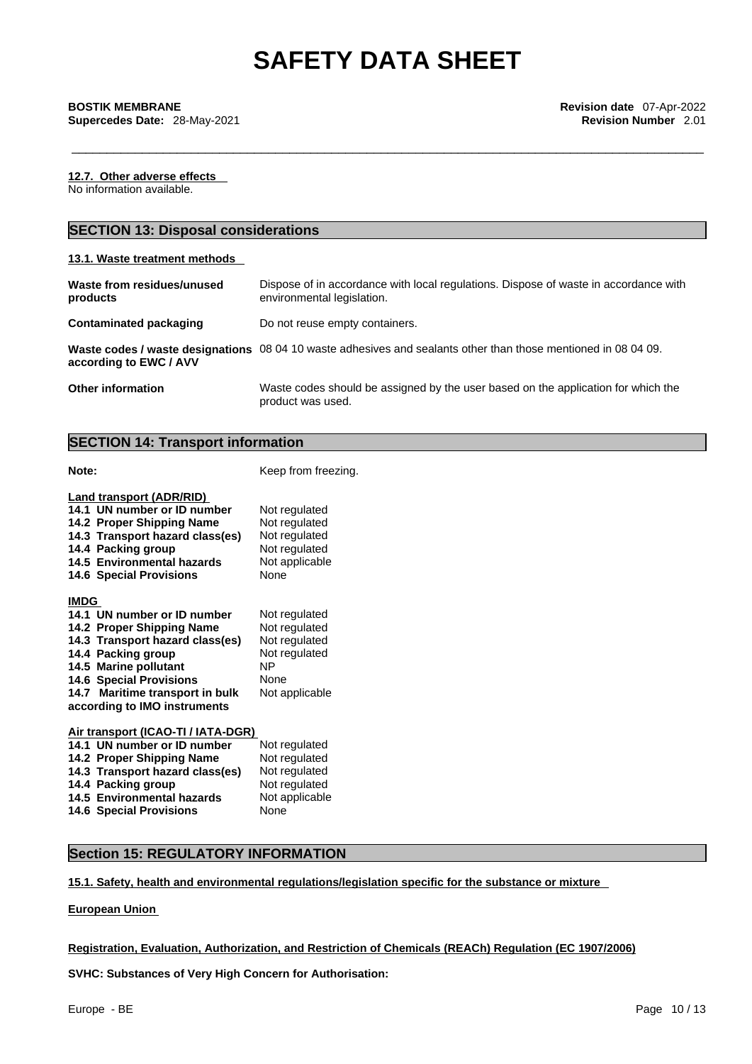#### 12.7. Other adverse effects

No information available.

## SECTION 13: Disposal considerations

#### 13.1. Waste treatment methods

| | |
|---|---|
| **Waste from residues/unused products** | Dispose of in accordance with local regulations. Dispose of waste in accordance with environmental legislation. |
| **Contaminated packaging** | Do not reuse empty containers. |
| **Waste codes / waste designations according to EWC / AVV** | 08 04 10 waste adhesives and sealants other than those mentioned in 08 04 09. |
| **Other information** | Waste codes should be assigned by the user based on the application for which the product was used. |

## SECTION 14: Transport information

**Note:** Keep from freezing.

**Land transport (ADR/RID)**

| | |
|---|---|
| **14.1 UN number or ID number** | Not regulated |
| **14.2 Proper Shipping Name** | Not regulated |
| **14.3 Transport hazard class(es)** | Not regulated |
| **14.4 Packing group** | Not regulated |
| **14.5 Environmental hazards** | Not applicable |
| **14.6 Special Provisions** | None |

**IMDG**

| | |
|---|---|
| **14.1 UN number or ID number** | Not regulated |
| **14.2 Proper Shipping Name** | Not regulated |
| **14.3 Transport hazard class(es)** | Not regulated |
| **14.4 Packing group** | Not regulated |
| **14.5 Marine pollutant** | NP |
| **14.6 Special Provisions** | None |
| **14.7 Maritime transport in bulk according to IMO instruments** | Not applicable |

**Air transport (ICAO-TI / IATA-DGR)**

| | |
|---|---|
| **14.1 UN number or ID number** | Not regulated |
| **14.2 Proper Shipping Name** | Not regulated |
| **14.3 Transport hazard class(es)** | Not regulated |
| **14.4 Packing group** | Not regulated |
| **14.5 Environmental hazards** | Not applicable |
| **14.6 Special Provisions** | None |

## Section 15: REGULATORY INFORMATION

#### 15.1. Safety, health and environmental regulations/legislation specific for the substance or mixture

**European Union**

**Registration, Evaluation, Authorization, and Restriction of Chemicals (REACh) Regulation (EC 1907/2006)**

**SVHC: Substances of Very High Concern for Authorisation:**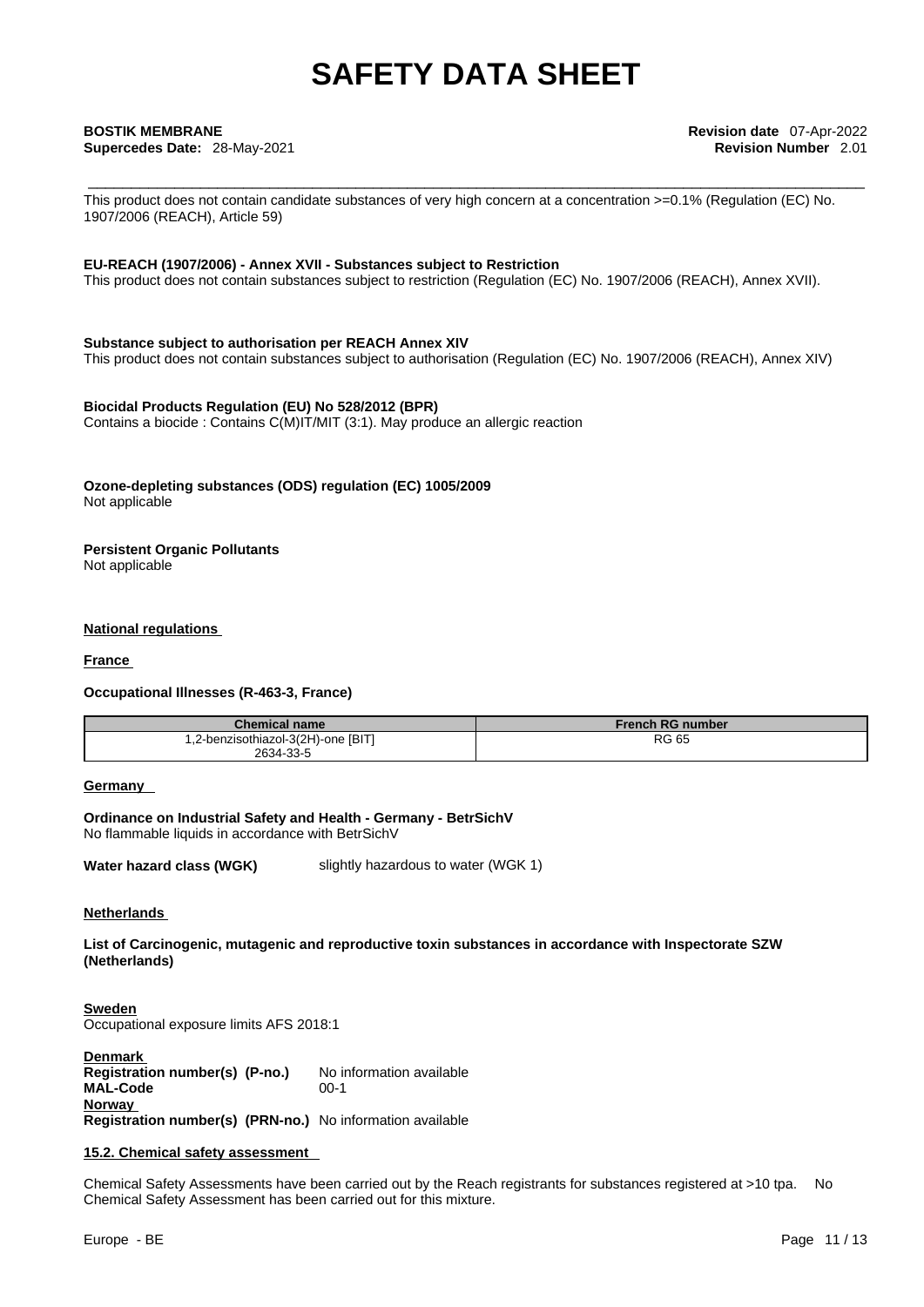This product does not contain candidate substances of very high concern at a concentration >=0.1% (Regulation (EC) No. 1907/2006 (REACH), Article 59)

**EU-REACH (1907/2006) - Annex XVII - Substances subject to Restriction**
This product does not contain substances subject to restriction (Regulation (EC) No. 1907/2006 (REACH), Annex XVII).

**Substance subject to authorisation per REACH Annex XIV**
This product does not contain substances subject to authorisation (Regulation (EC) No. 1907/2006 (REACH), Annex XIV)

**Biocidal Products Regulation (EU) No 528/2012 (BPR)**
Contains a biocide : Contains C(M)IT/MIT (3:1). May produce an allergic reaction

**Ozone-depleting substances (ODS) regulation (EC) 1005/2009**
Not applicable

**Persistent Organic Pollutants**
Not applicable

**National regulations**

**France**

**Occupational Illnesses (R-463-3, France)**

| Chemical name | French RG number |
|---|---|
| 1,2-benzisothiazol-3(2H)-one [BIT] 2634-33-5 | RG 65 |

**Germany**

**Ordinance on Industrial Safety and Health - Germany - BetrSichV**
No flammable liquids in accordance with BetrSichV

**Water hazard class (WGK)** slightly hazardous to water (WGK 1)

**Netherlands**

**List of Carcinogenic, mutagenic and reproductive toxin substances in accordance with Inspectorate SZW (Netherlands)**

**Sweden**
Occupational exposure limits AFS 2018:1

**Denmark**
**Registration number(s) (P-no.)** No information available
**MAL-Code** 00-1
**Norway**
**Registration number(s) (PRN-no.)** No information available

**15.2. Chemical safety assessment**

Chemical Safety Assessments have been carried out by the Reach registrants for substances registered at >10 tpa. No Chemical Safety Assessment has been carried out for this mixture.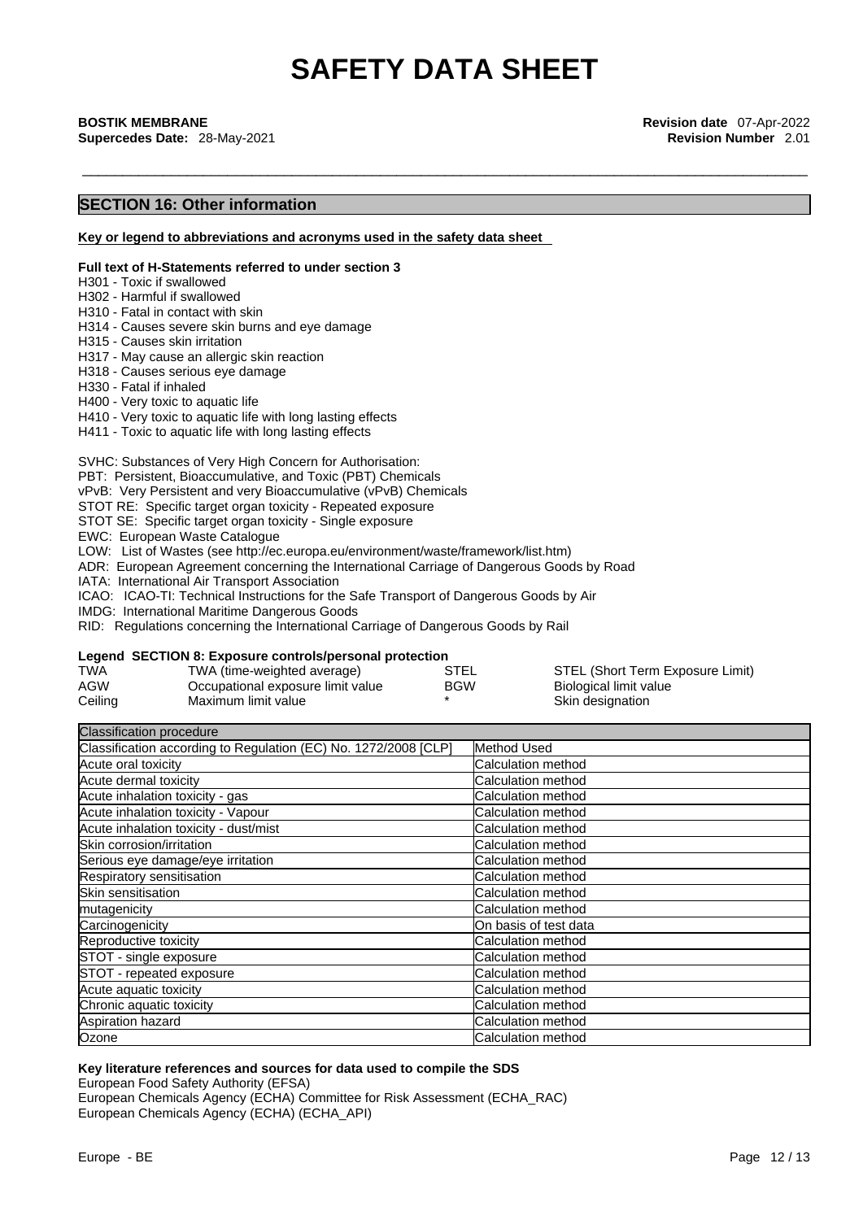# SAFETY DATA SHEET

**BOSTIK MEMBRANE**
**Supercedes Date:** 28-May-2021

**Revision date** 07-Apr-2022
**Revision Number** 2.01

## SECTION 16: Other information

**Key or legend to abbreviations and acronyms used in the safety data sheet**

**Full text of H-Statements referred to under section 3**

H301 - Toxic if swallowed
H302 - Harmful if swallowed
H310 - Fatal in contact with skin
H314 - Causes severe skin burns and eye damage
H315 - Causes skin irritation
H317 - May cause an allergic skin reaction
H318 - Causes serious eye damage
H330 - Fatal if inhaled
H400 - Very toxic to aquatic life
H410 - Very toxic to aquatic life with long lasting effects
H411 - Toxic to aquatic life with long lasting effects

SVHC: Substances of Very High Concern for Authorisation:
PBT: Persistent, Bioaccumulative, and Toxic (PBT) Chemicals
vPvB: Very Persistent and very Bioaccumulative (vPvB) Chemicals
STOT RE: Specific target organ toxicity - Repeated exposure
STOT SE: Specific target organ toxicity - Single exposure
EWC: European Waste Catalogue
LOW: List of Wastes (see http://ec.europa.eu/environment/waste/framework/list.htm)
ADR: European Agreement concerning the International Carriage of Dangerous Goods by Road
IATA: International Air Transport Association
ICAO: ICAO-TI: Technical Instructions for the Safe Transport of Dangerous Goods by Air
IMDG: International Maritime Dangerous Goods
RID: Regulations concerning the International Carriage of Dangerous Goods by Rail

**Legend SECTION 8: Exposure controls/personal protection**

| | | | |
|---|---|---|---|
| TWA | TWA (time-weighted average) | STEL | STEL (Short Term Exposure Limit) |
| AGW | Occupational exposure limit value | BGW | Biological limit value |
| Ceiling | Maximum limit value | * | Skin designation |

| Classification procedure | |
|---|---|
| Classification according to Regulation (EC) No. 1272/2008 [CLP] | Method Used |
| Acute oral toxicity | Calculation method |
| Acute dermal toxicity | Calculation method |
| Acute inhalation toxicity - gas | Calculation method |
| Acute inhalation toxicity - Vapour | Calculation method |
| Acute inhalation toxicity - dust/mist | Calculation method |
| Skin corrosion/irritation | Calculation method |
| Serious eye damage/eye irritation | Calculation method |
| Respiratory sensitisation | Calculation method |
| Skin sensitisation | Calculation method |
| mutagenicity | Calculation method |
| Carcinogenicity | On basis of test data |
| Reproductive toxicity | Calculation method |
| STOT - single exposure | Calculation method |
| STOT - repeated exposure | Calculation method |
| Acute aquatic toxicity | Calculation method |
| Chronic aquatic toxicity | Calculation method |
| Aspiration hazard | Calculation method |
| Ozone | Calculation method |

**Key literature references and sources for data used to compile the SDS**

European Food Safety Authority (EFSA)
European Chemicals Agency (ECHA) Committee for Risk Assessment (ECHA_RAC)
European Chemicals Agency (ECHA) (ECHA_API)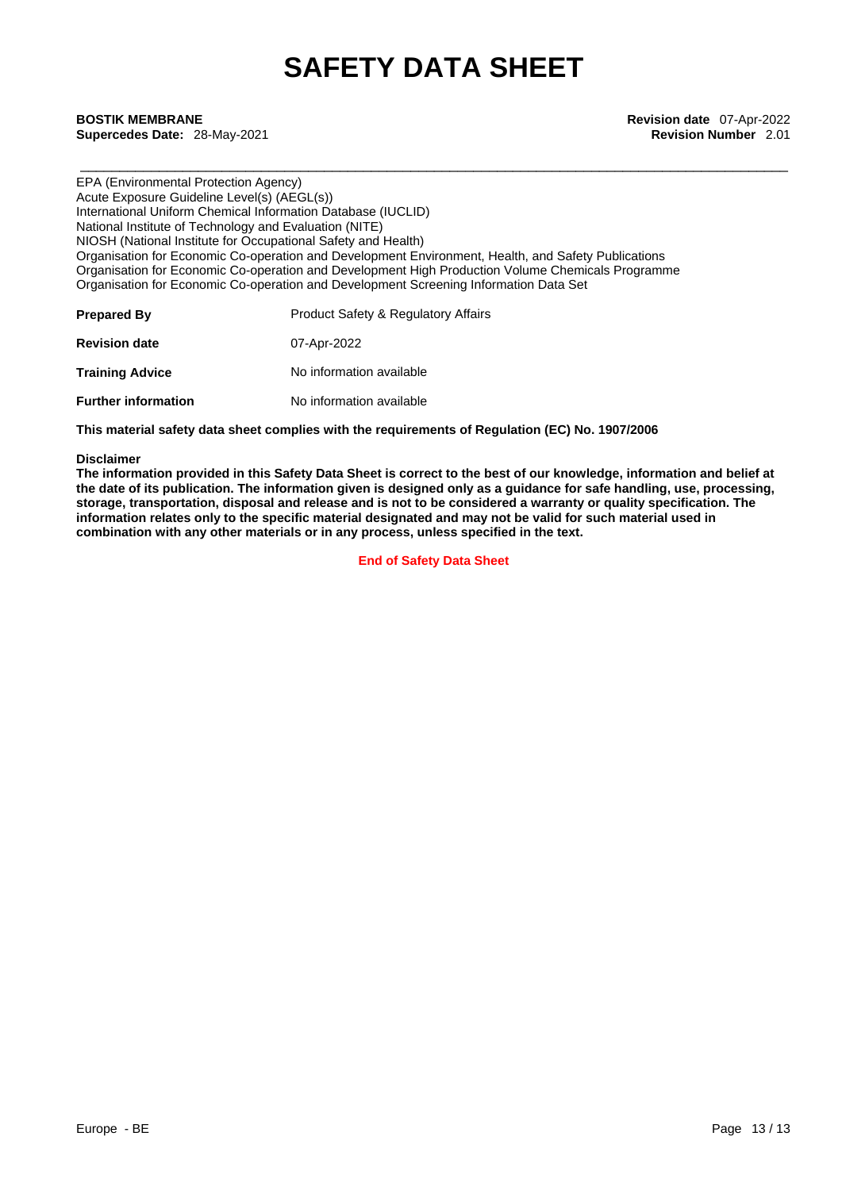EPA (Environmental Protection Agency)
Acute Exposure Guideline Level(s) (AEGL(s))
International Uniform Chemical Information Database (IUCLID)
National Institute of Technology and Evaluation (NITE)
NIOSH (National Institute for Occupational Safety and Health)
Organisation for Economic Co-operation and Development Environment, Health, and Safety Publications
Organisation for Economic Co-operation and Development High Production Volume Chemicals Programme
Organisation for Economic Co-operation and Development Screening Information Data Set

| | |
|---|---|
| **Prepared By** | Product Safety & Regulatory Affairs |
| **Revision date** | 07-Apr-2022 |
| **Training Advice** | No information available |
| **Further information** | No information available |

**This material safety data sheet complies with the requirements of Regulation (EC) No. 1907/2006**

**Disclaimer**

**The information provided in this Safety Data Sheet is correct to the best of our knowledge, information and belief at the date of its publication. The information given is designed only as a guidance for safe handling, use, processing, storage, transportation, disposal and release and is not to be considered a warranty or quality specification. The information relates only to the specific material designated and may not be valid for such material used in combination with any other materials or in any process, unless specified in the text.**

**End of Safety Data Sheet**